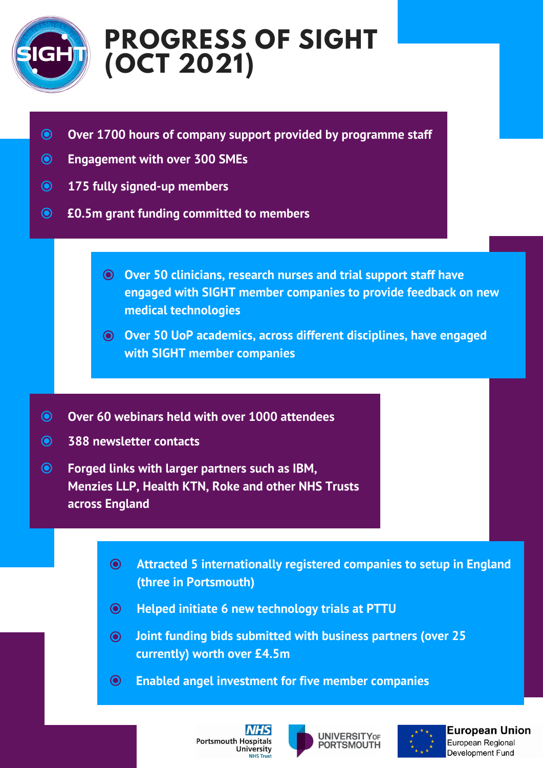# PROGRESS OF SIGHT (OCT 2021)

- Over 1700 hours of company support provided by programme staff
- Engagement with over 300 SMEs
- 175 fully signed-up members
- £0.5m grant funding committed to members

- Over 50 clinicians, research nurses and trial support staff have engaged with SIGHT member companies to provide feedback on new medical technologies
- Over 50 UoP academics, across different disciplines, have engaged with SIGHT member companies

- Over 60 webinars held with over 1000 attendees
- 388 newsletter contacts
- Forged links with larger partners such as IBM, Menzies LLP, Health KTN, Roke and other NHS Trusts across England

- Attracted 5 internationally registered companies to setup in England (three in Portsmouth)
- Helped initiate 6 new technology trials at PTTU
- Joint funding bids submitted with business partners (over 25 currently) worth over £4.5m
- Enabled angel investment for five member companies

NHS Portsmouth Hospitals University NHS Trust

University of Portsmouth

European Union
European Regional Development Fund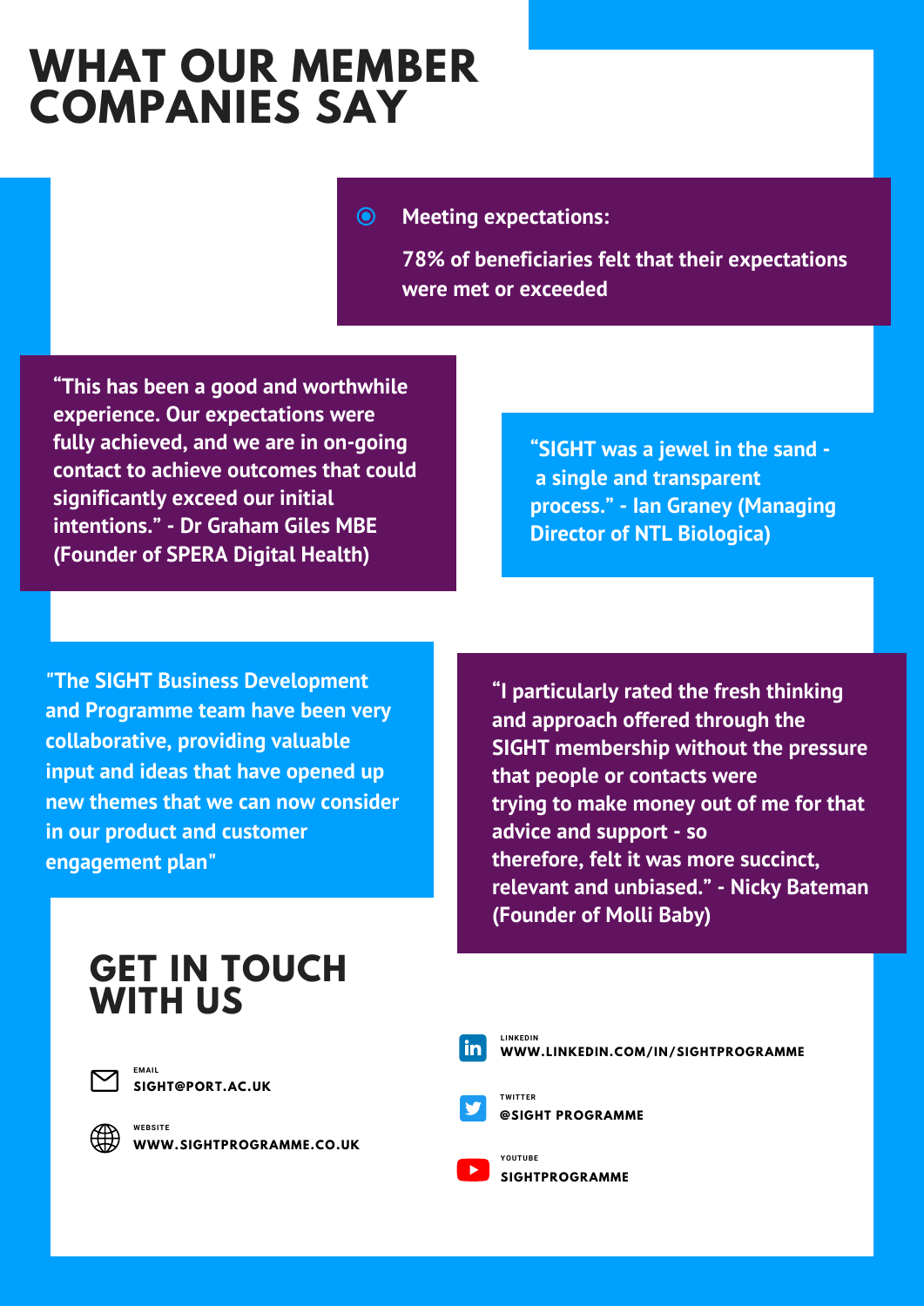# WHAT OUR MEMBER COMPANIES SAY

**Meeting expectations:**

**78% of beneficiaries felt that their expectations were met or exceeded**

"This has been a good and worthwhile experience. Our expectations were fully achieved, and we are in on-going contact to achieve outcomes that could significantly exceed our initial intentions." - Dr Graham Giles MBE (Founder of SPERA Digital Health)

"SIGHT was a jewel in the sand - a single and transparent process." - Ian Graney (Managing Director of NTL Biologica)

"The SIGHT Business Development and Programme team have been very collaborative, providing valuable input and ideas that have opened up new themes that we can now consider in our product and customer engagement plan"

"I particularly rated the fresh thinking and approach offered through the SIGHT membership without the pressure that people or contacts were trying to make money out of me for that advice and support - so therefore, felt it was more succinct, relevant and unbiased." - Nicky Bateman (Founder of Molli Baby)

## GET IN TOUCH WITH US

EMAIL
**SIGHT@PORT.AC.UK**

WEBSITE
**WWW.SIGHTPROGRAMME.CO.UK**

LINKEDIN
**WWW.LINKEDIN.COM/IN/SIGHTPROGRAMME**

TWITTER
**@SIGHT PROGRAMME**

YOUTUBE
**SIGHTPROGRAMME**